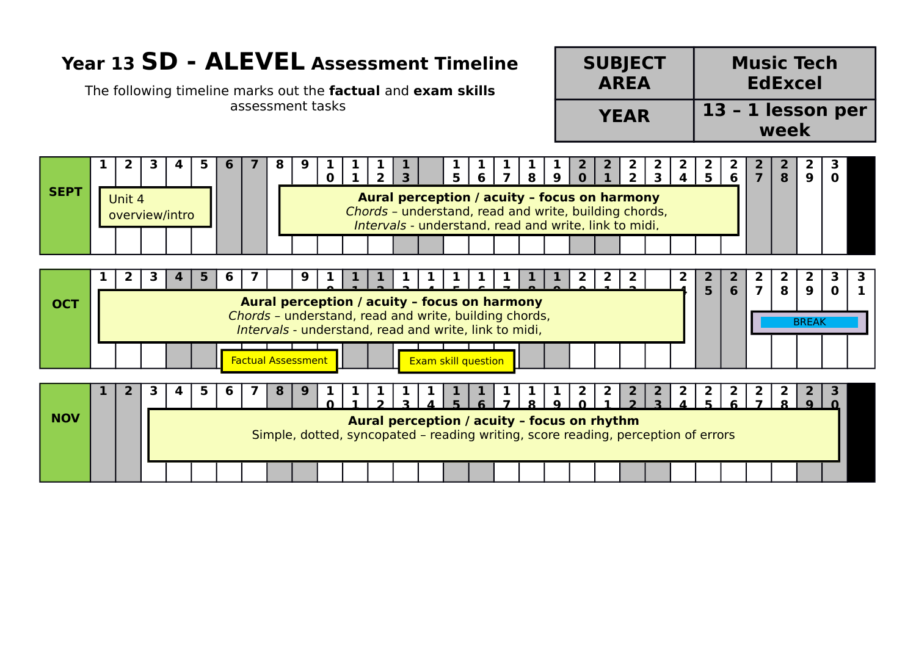# Year 13 SD - ALEVEL Assessment Timeline

The following timeline marks out the **factual** and **exam skills** assessment tasks

| SUBJECT AREA | Music Tech EdExcel |
|---|---|
| YEAR | 13 – 1 lesson per week |

## SEPT

| Dates | Activity |
|---|---|
| 1–5 | Unit 4 overview/intro |
| 8–26 | **Aural perception / acuity – focus on harmony** *Chords* – understand, read and write, building chords, *Intervals* - understand, read and write, link to midi, |

## OCT

| Dates | Activity |
|---|---|
| 1–24 | **Aural perception / acuity – focus on harmony** *Chords* – understand, read and write, building chords, *Intervals* - understand, read and write, link to midi, |
| 6–9 | Factual Assessment |
| 14–18 | Exam skill question |
| 27–31 | BREAK |

## NOV

| Dates | Activity |
|---|---|
| 3–30 | **Aural perception / acuity – focus on rhythm** Simple, dotted, syncopated – reading writing, score reading, perception of errors |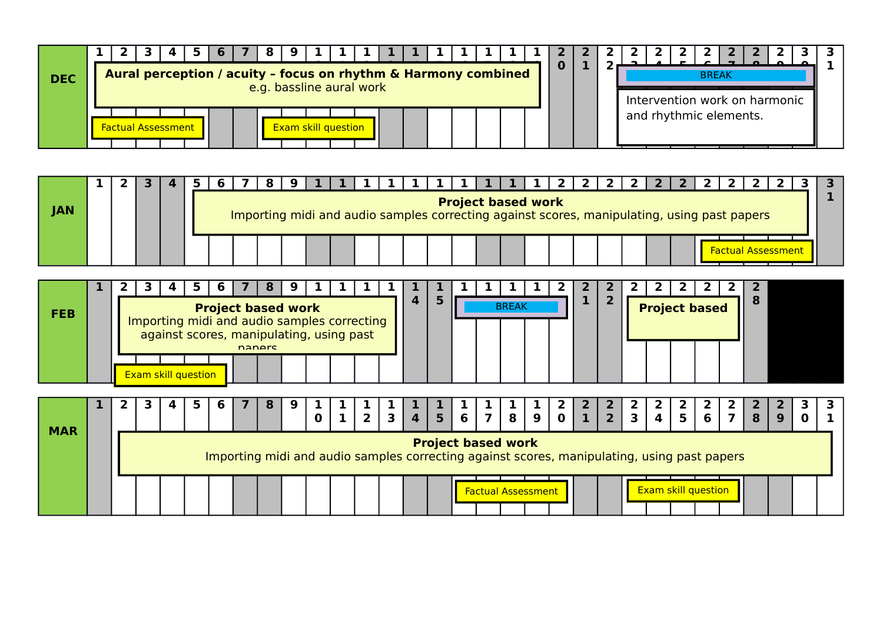## DEC

**Aural perception / acuity – focus on rhythm & Harmony combined**
e.g. bassline aural work

- Factual Assessment
- Exam skill question
- BREAK
- Intervention work on harmonic and rhythmic elements.

## JAN

**Project based work**
Importing midi and audio samples correcting against scores, manipulating, using past papers

- Factual Assessment

## FEB

**Project based work**
Importing midi and audio samples correcting against scores, manipulating, using past papers

- Exam skill question
- BREAK

**Project based**

## MAR

**Project based work**
Importing midi and audio samples correcting against scores, manipulating, using past papers

- Factual Assessment
- Exam skill question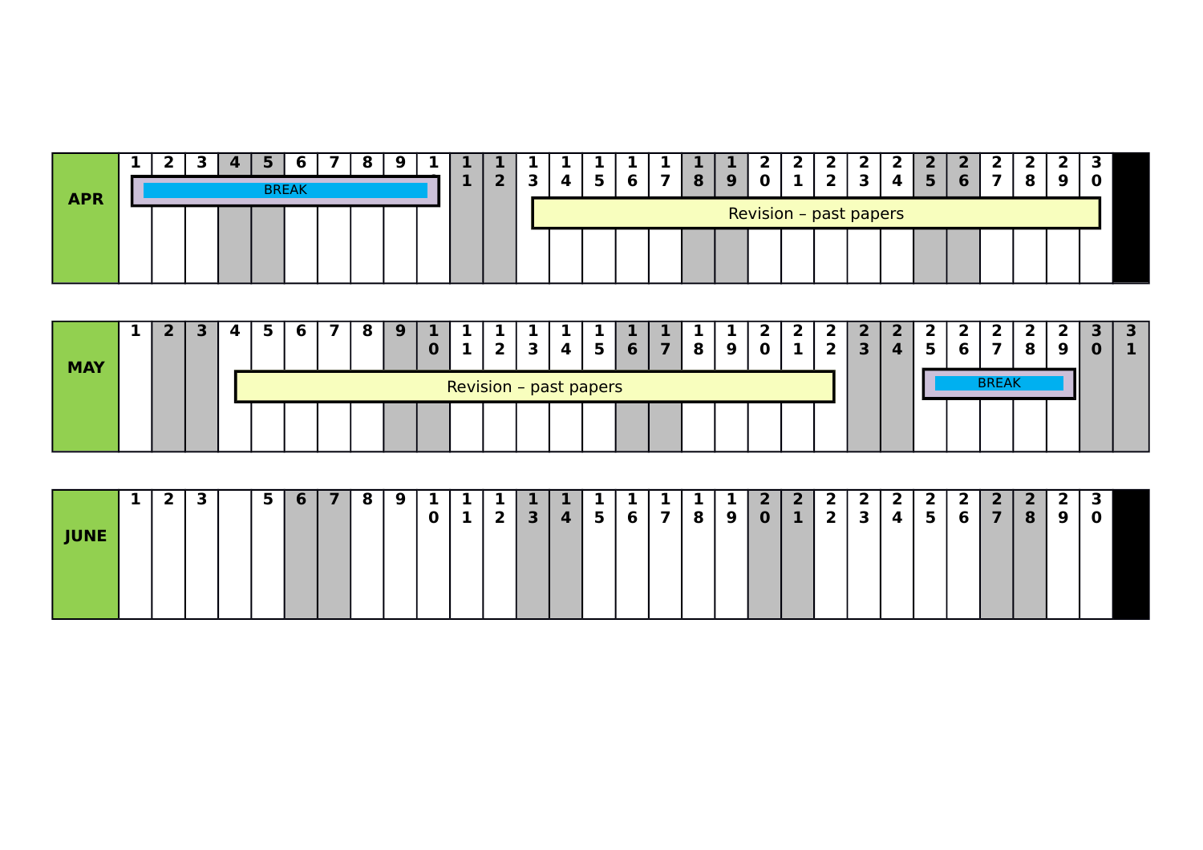| APR | 1 | 2 | 3 | 4 | 5 | 6 | 7 | 8 | 9 | 10 | 11 | 12 | 13 | 14 | 15 | 16 | 17 | 18 | 19 | 20 | 21 | 22 | 23 | 24 | 25 | 26 | 27 | 28 | 29 | 30 |
|---|---|---|---|---|---|---|---|---|---|---|---|---|---|---|---|---|---|---|---|---|---|---|---|---|---|---|---|---|---|---|
| | BREAK | | | | | | | | | | | | Revision – past papers | | | | | | | | | | | | | | | | | |

| MAY | 1 | 2 | 3 | 4 | 5 | 6 | 7 | 8 | 9 | 10 | 11 | 12 | 13 | 14 | 15 | 16 | 17 | 18 | 19 | 20 | 21 | 22 | 23 | 24 | 25 | 26 | 27 | 28 | 29 | 30 | 31 |
|---|---|---|---|---|---|---|---|---|---|---|---|---|---|---|---|---|---|---|---|---|---|---|---|---|---|---|---|---|---|---|---|
| | | | | Revision – past papers | | | | | | | | | | | | | | | | | | | | | BREAK | | | | | | |

| JUNE | 1 | 2 | 3 | | 5 | 6 | 7 | 8 | 9 | 10 | 11 | 12 | 13 | 14 | 15 | 16 | 17 | 18 | 19 | 20 | 21 | 22 | 23 | 24 | 25 | 26 | 27 | 28 | 29 | 30 |
|---|---|---|---|---|---|---|---|---|---|---|---|---|---|---|---|---|---|---|---|---|---|---|---|---|---|---|---|---|---|---|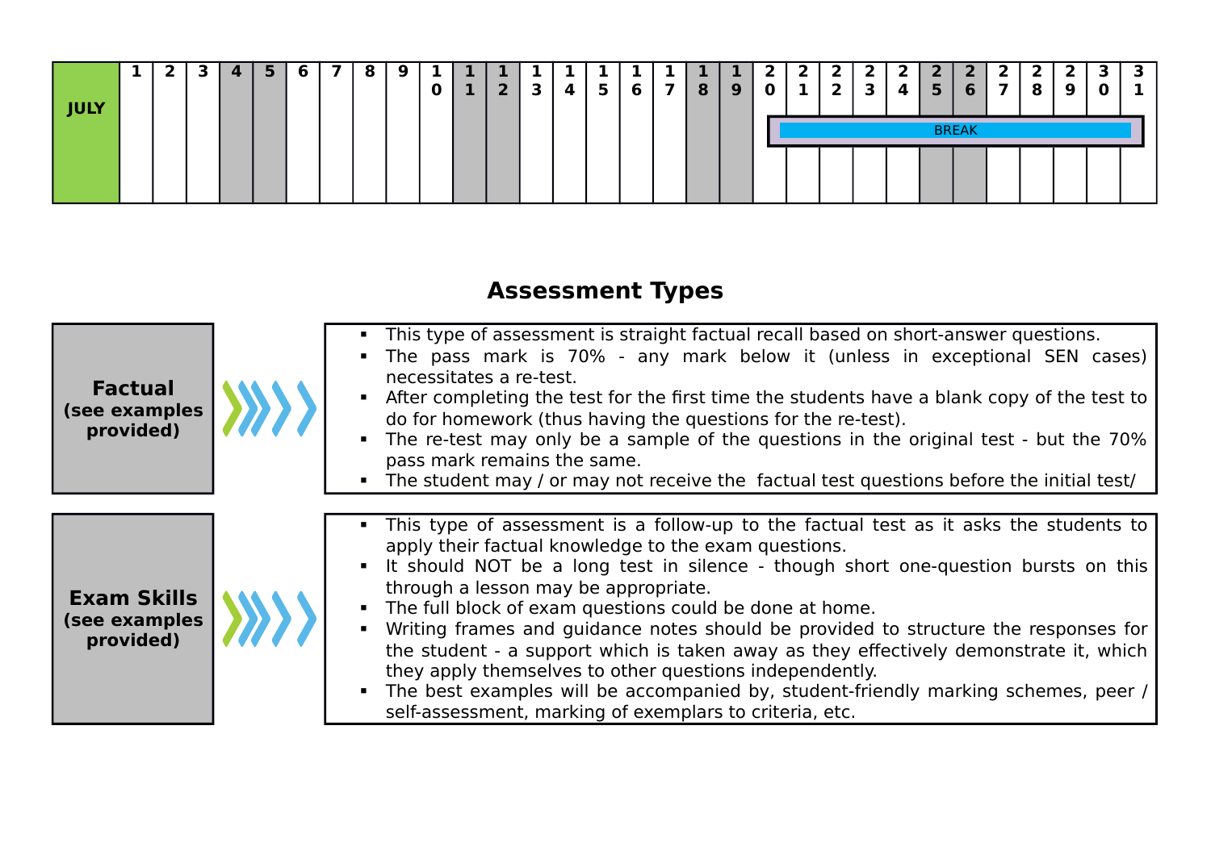| JULY | 1 | 2 | 3 | 4 | 5 | 6 | 7 | 8 | 9 | 10 | 11 | 12 | 13 | 14 | 15 | 16 | 17 | 18 | 19 | 20 | 21 | 22 | 23 | 24 | 25 | 26 | 27 | 28 | 29 | 30 | 31 |
|---|---|---|---|---|---|---|---|---|---|---|---|---|---|---|---|---|---|---|---|---|---|---|---|---|---|---|---|---|---|---|---|
| | | | | | | | | | | | | | | | | | | | | BREAK | | | | | | | | | | | |

## Assessment Types

**Factual** (see examples provided)

- This type of assessment is straight factual recall based on short-answer questions.
- The pass mark is 70% - any mark below it (unless in exceptional SEN cases) necessitates a re-test.
- After completing the test for the first time the students have a blank copy of the test to do for homework (thus having the questions for the re-test).
- The re-test may only be a sample of the questions in the original test - but the 70% pass mark remains the same.
- The student may / or may not receive the factual test questions before the initial test/

**Exam Skills** (see examples provided)

- This type of assessment is a follow-up to the factual test as it asks the students to apply their factual knowledge to the exam questions.
- It should NOT be a long test in silence - though short one-question bursts on this through a lesson may be appropriate.
- The full block of exam questions could be done at home.
- Writing frames and guidance notes should be provided to structure the responses for the student - a support which is taken away as they effectively demonstrate it, which they apply themselves to other questions independently.
- The best examples will be accompanied by, student-friendly marking schemes, peer / self-assessment, marking of exemplars to criteria, etc.